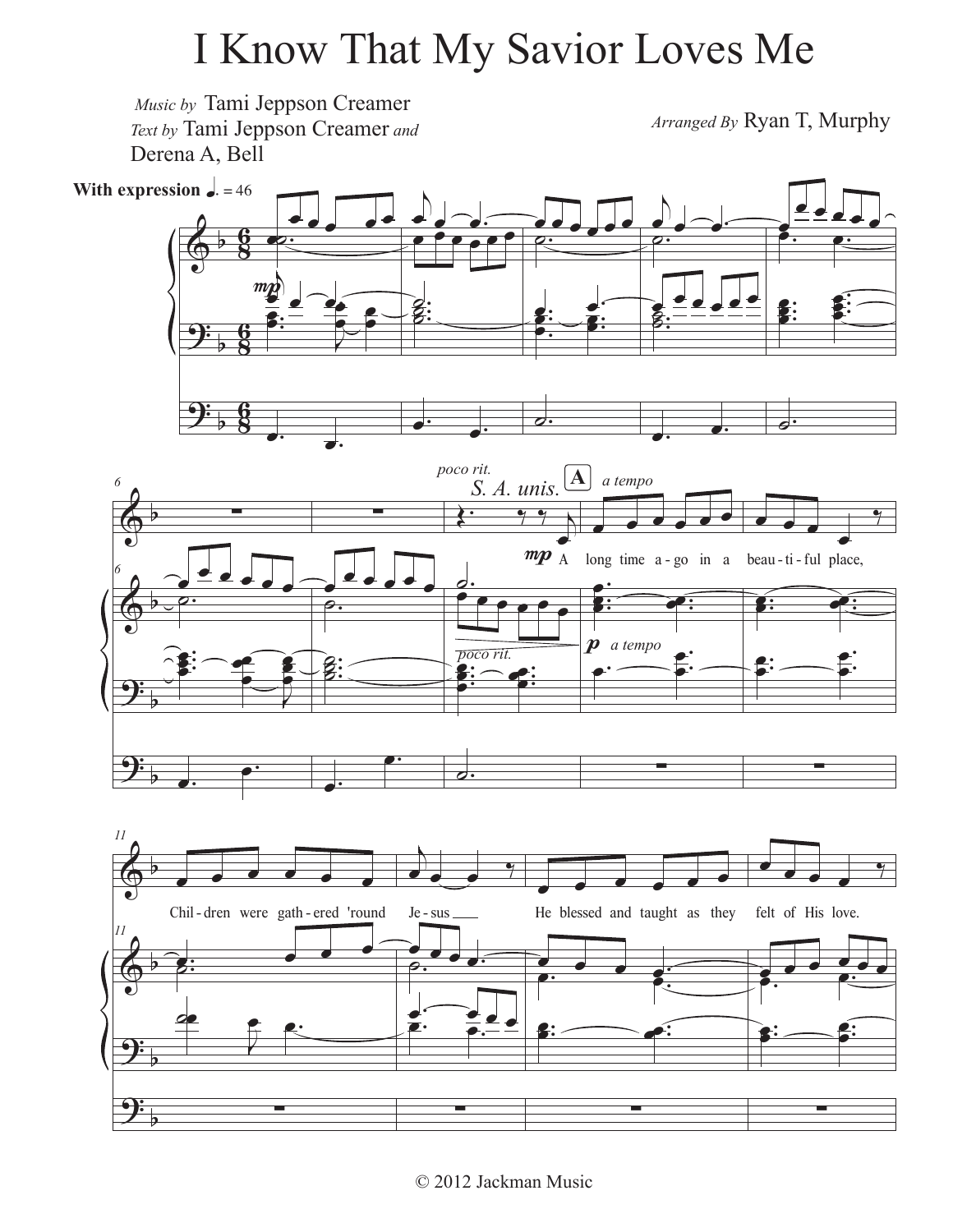# I Know That My Savior Loves Me

*Music by* Tami Jeppson Creamer
*Text by* Tami Jeppson Creamer *and* Derena A, Bell

*Arranged By* Ryan T, Murphy

**With expression** ♩. = 46

*poco rit.* S. A. unis. **A** *a tempo*

*mp* A long time a - go in a beau - ti - ful place,

Chil - dren were gath - ered 'round Je - sus ___ He blessed and taught as they felt of His love.

© 2012 Jackman Music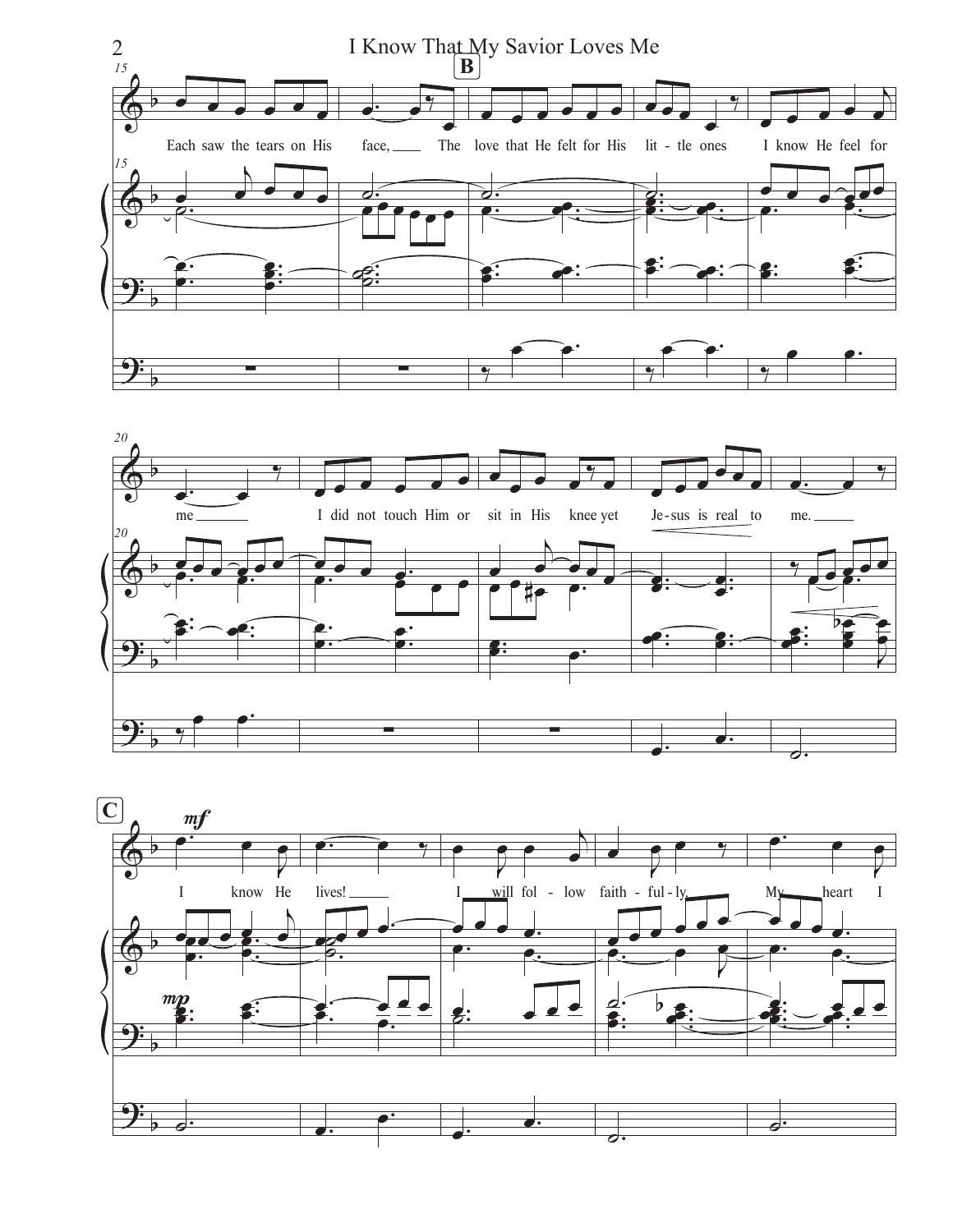B

Each saw the tears on His face, The love that He felt for His lit - tle ones I know He feel for me

I did not touch Him or sit in His knee yet Je - sus is real to me.

C

*mf*

I know He lives! I will fol - low faith - ful - ly. My heart I

*mp*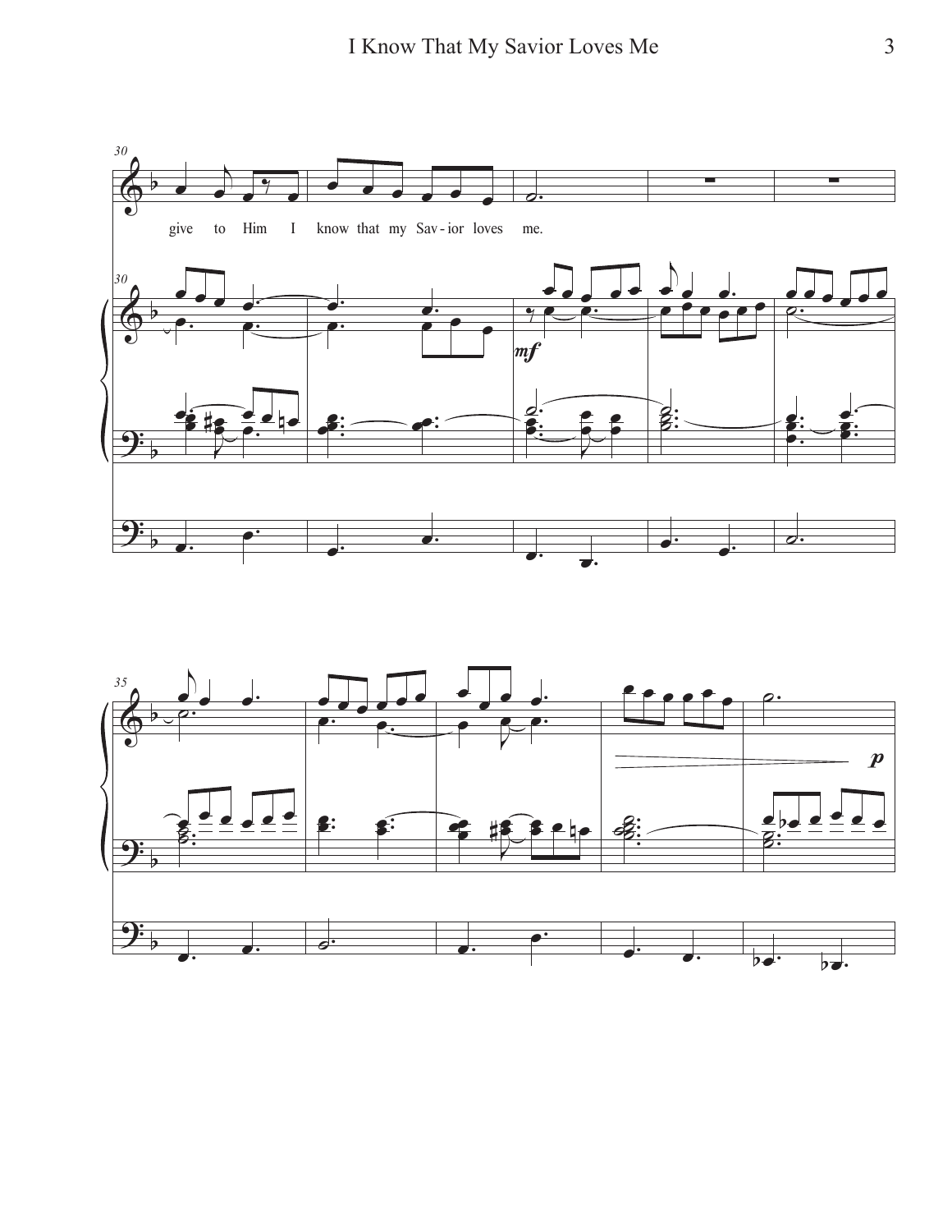give to Him I know that my Sav - ior loves me.

*mf*

*p*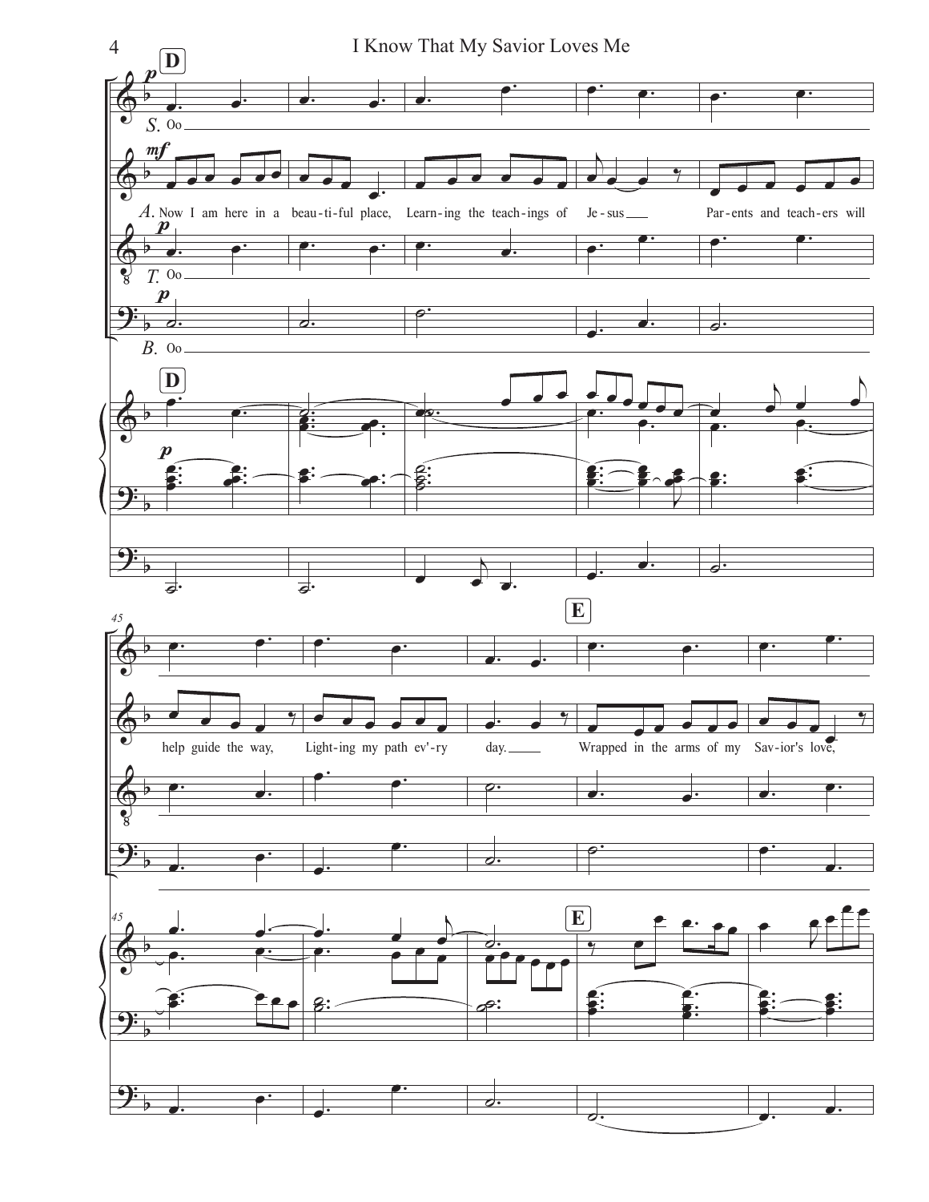**D**

S. Oo

A. Now I am here in a beau-ti-ful place, Learn-ing the teach-ings of Je-sus Par-ents and teach-ers will

T. Oo

B. Oo

**D**

45

help guide the way, Light-ing my path ev'-ry day. **E** Wrapped in the arms of my Sav-ior's love,

**E**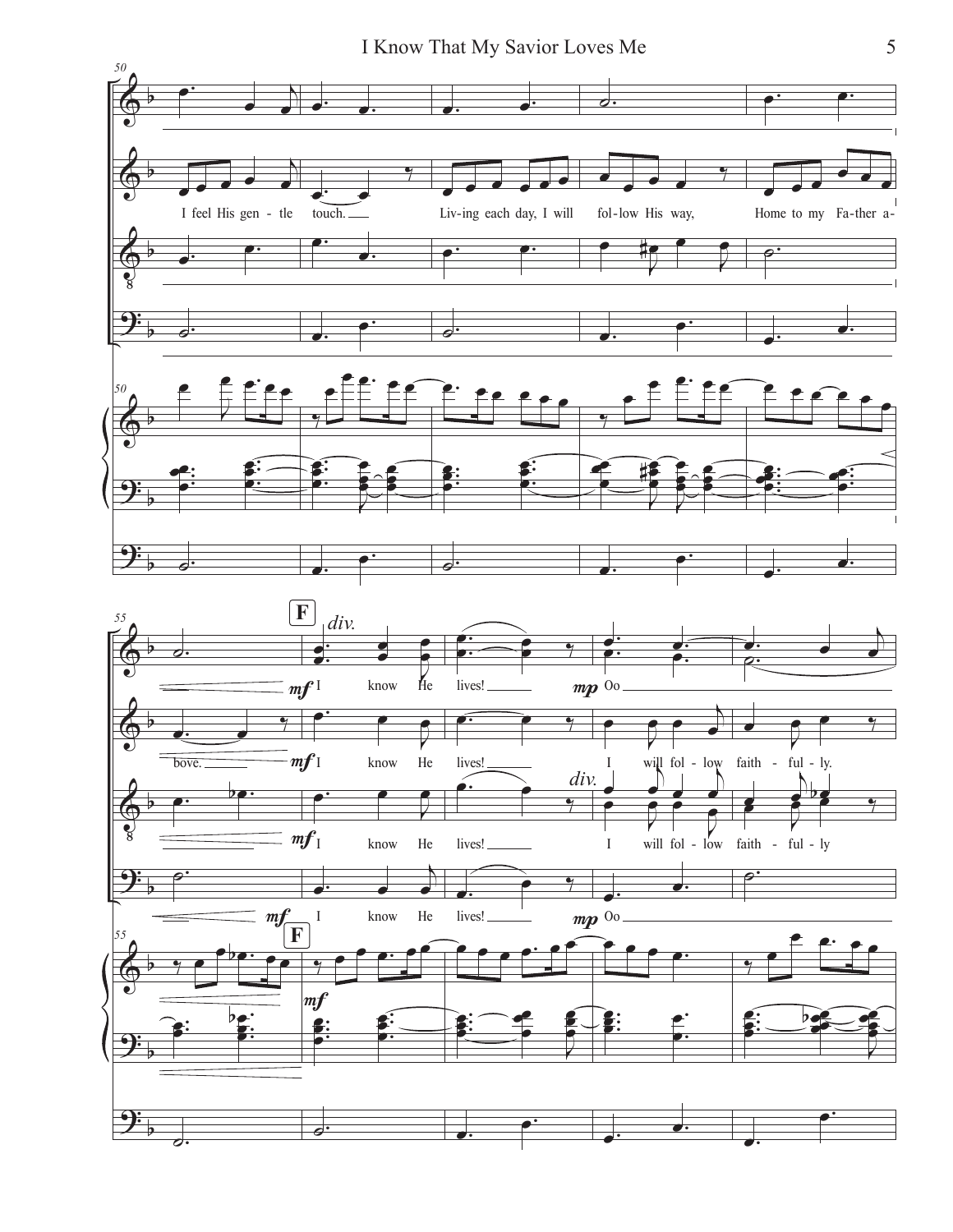I feel His gen - tle touch. Liv-ing each day, I will fol-low His way, Home to my Fa-ther a-bove.

**F**

*div.*

*mf* I know He lives! *mp* Oo

*mf* I know He lives! I will fol - low faith - ful - ly.

*div.*

*mf* I know He lives! I will fol - low faith - ful - ly

*mf* I know He lives! *mp* Oo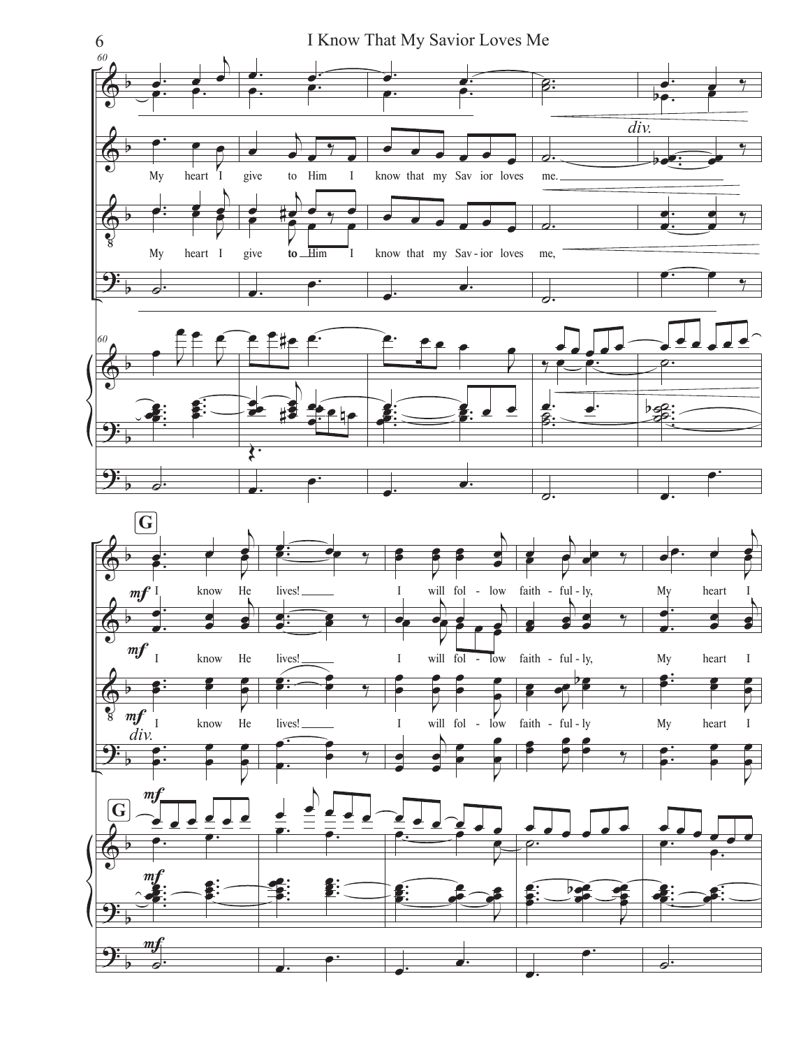div.

My heart I give to Him I know that my Sav ior loves me.

My heart I give to Him I know that my Sav - ior loves me,

**G**

*mf* I know He lives! I will fol - low faith - ful - ly, My heart I

*mf* I know He lives! I will fol - low faith - ful - ly, My heart I

*mf* I know He lives! I will fol - low faith - ful - ly My heart I

div.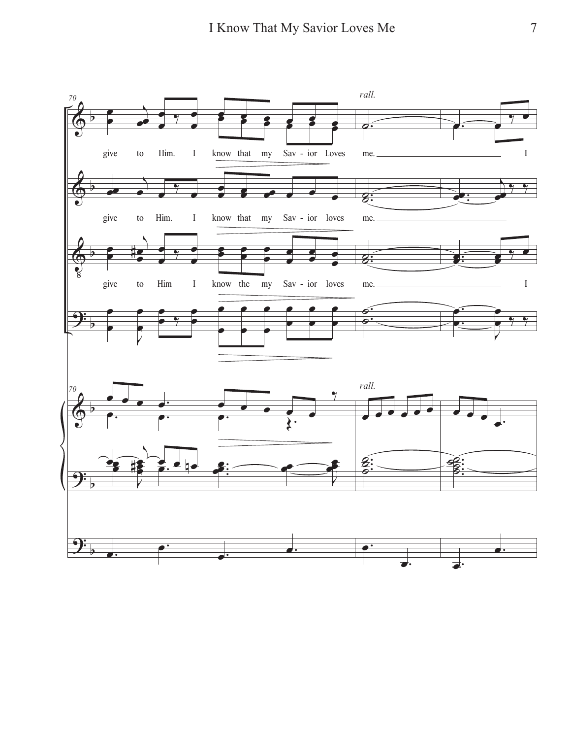*rall.*

give to Him. I know that my Savior Loves me. I

give to Him. I know that my Savior loves me.

give to Him I know the my Savior loves me. I

*rall.*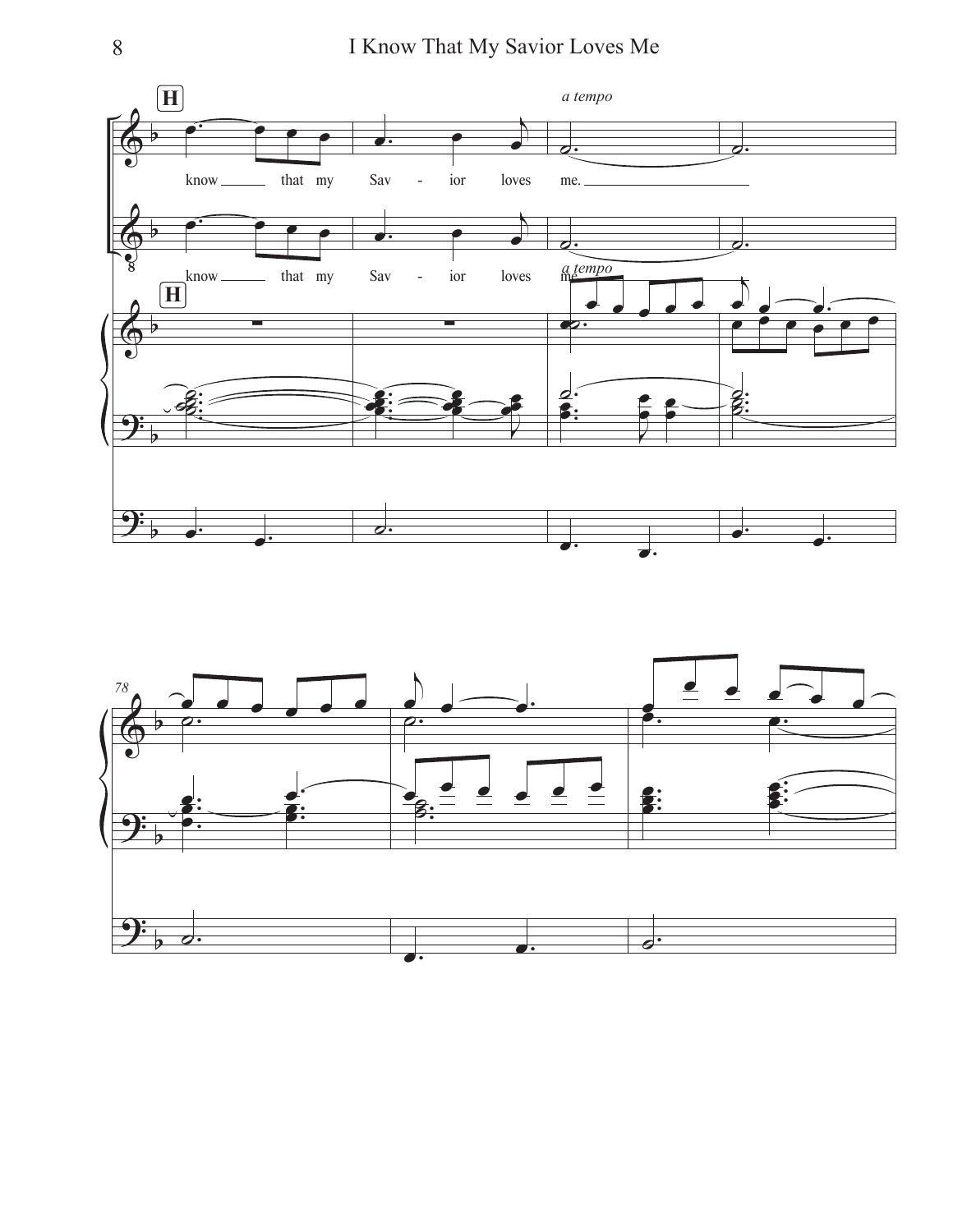**H**

*a tempo*

know ___ that my Sav - ior loves me. ___

know ___ that my Sav - ior loves me.

*a tempo*

**H**

78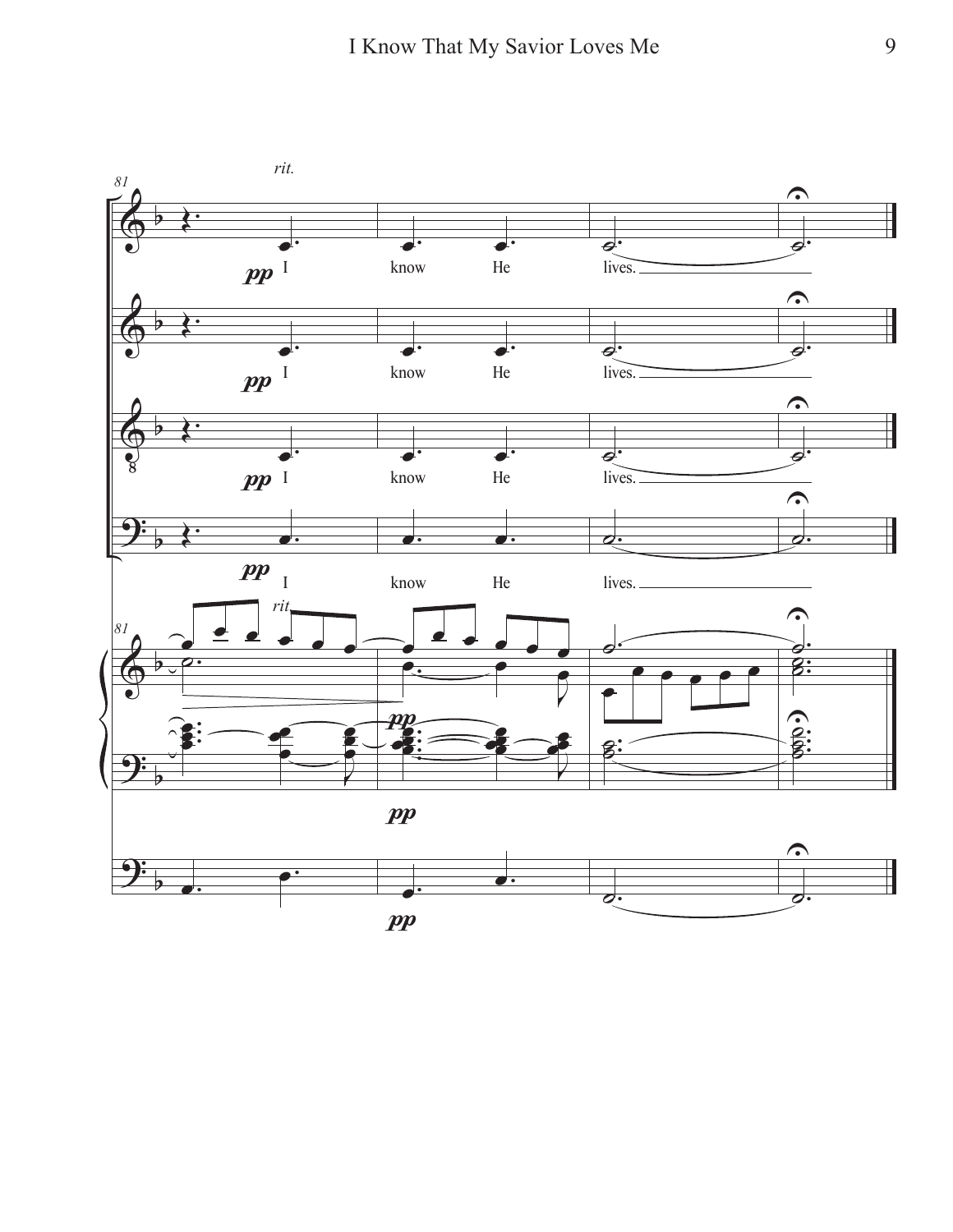81

*rit.*

*pp* I know He lives.

*pp* I know He lives.

*pp* I know He lives.

*pp* I know He lives.

81

*rit.*

*pp*

*pp*

*pp*